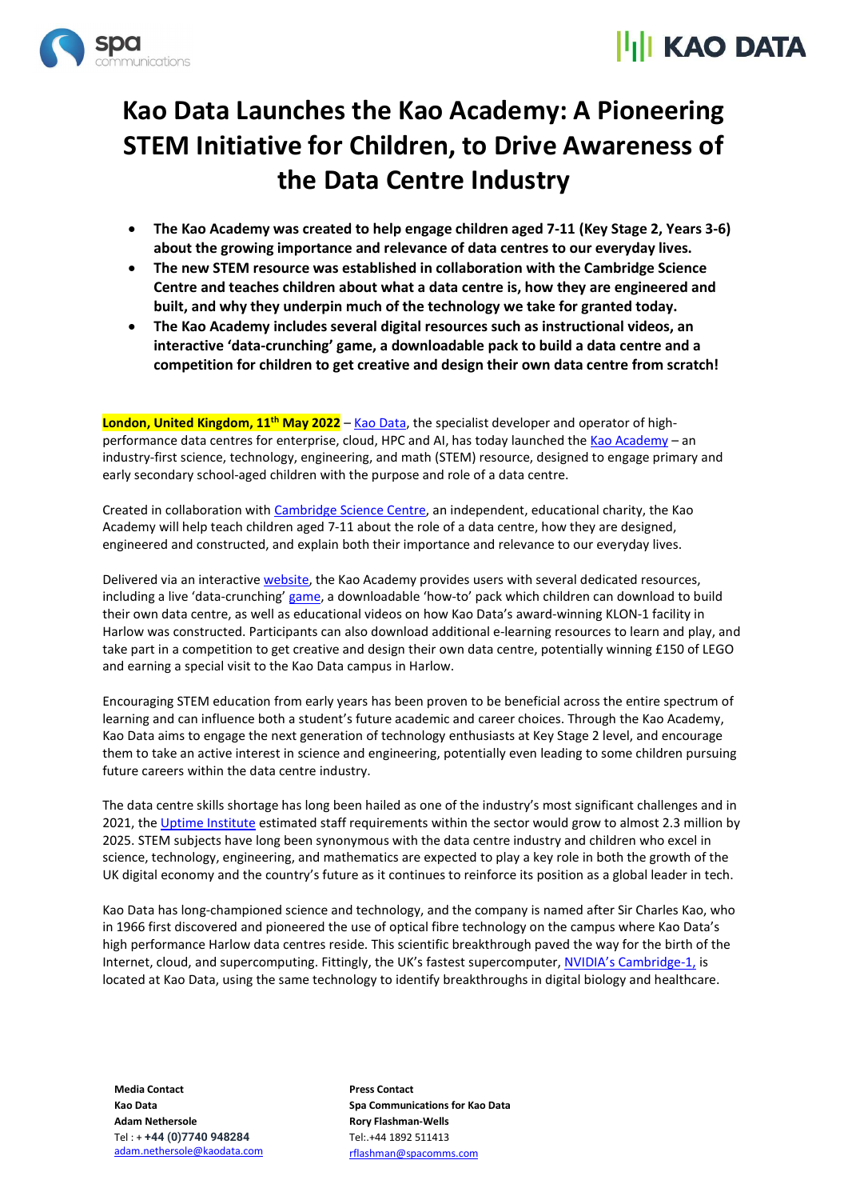# Kao Data Launches the Kao Academy: A Pioneering STEM Initiative for Children, to Drive Awareness of the Data Centre Industry

- **The Kao Academy was created to help engage children aged 7-11 (Key Stage 2, Years 3-6) about the growing importance and relevance of data centres to our everyday lives.**
- **The new STEM resource was established in collaboration with the Cambridge Science Centre and teaches children about what a data centre is, how they are engineered and built, and why they underpin much of the technology we take for granted today.**
- **The Kao Academy includes several digital resources such as instructional videos, an interactive 'data-crunching' game, a downloadable pack to build a data centre and a competition for children to get creative and design their own data centre from scratch!**

**London, United Kingdom, 11th May 2022** – Kao Data, the specialist developer and operator of high-performance data centres for enterprise, cloud, HPC and AI, has today launched the Kao Academy – an industry-first science, technology, engineering, and math (STEM) resource, designed to engage primary and early secondary school-aged children with the purpose and role of a data centre.

Created in collaboration with Cambridge Science Centre, an independent, educational charity, the Kao Academy will help teach children aged 7-11 about the role of a data centre, how they are designed, engineered and constructed, and explain both their importance and relevance to our everyday lives.

Delivered via an interactive website, the Kao Academy provides users with several dedicated resources, including a live 'data-crunching' game, a downloadable 'how-to' pack which children can download to build their own data centre, as well as educational videos on how Kao Data's award-winning KLON-1 facility in Harlow was constructed. Participants can also download additional e-learning resources to learn and play, and take part in a competition to get creative and design their own data centre, potentially winning £150 of LEGO and earning a special visit to the Kao Data campus in Harlow.

Encouraging STEM education from early years has been proven to be beneficial across the entire spectrum of learning and can influence both a student's future academic and career choices. Through the Kao Academy, Kao Data aims to engage the next generation of technology enthusiasts at Key Stage 2 level, and encourage them to take an active interest in science and engineering, potentially even leading to some children pursuing future careers within the data centre industry.

The data centre skills shortage has long been hailed as one of the industry's most significant challenges and in 2021, the Uptime Institute estimated staff requirements within the sector would grow to almost 2.3 million by 2025. STEM subjects have long been synonymous with the data centre industry and children who excel in science, technology, engineering, and mathematics are expected to play a key role in both the growth of the UK digital economy and the country's future as it continues to reinforce its position as a global leader in tech.

Kao Data has long-championed science and technology, and the company is named after Sir Charles Kao, who in 1966 first discovered and pioneered the use of optical fibre technology on the campus where Kao Data's high performance Harlow data centres reside. This scientific breakthrough paved the way for the birth of the Internet, cloud, and supercomputing. Fittingly, the UK's fastest supercomputer, NVIDIA's Cambridge-1, is located at Kao Data, using the same technology to identify breakthroughs in digital biology and healthcare.

**Media Contact**
**Kao Data**
**Adam Nethersole**
Tel : + **+44 (0)7740 948284**
adam.nethersole@kaodata.com

**Press Contact**
**Spa Communications for Kao Data**
**Rory Flashman-Wells**
Tel:.+44 1892 511413
rflashman@spacomms.com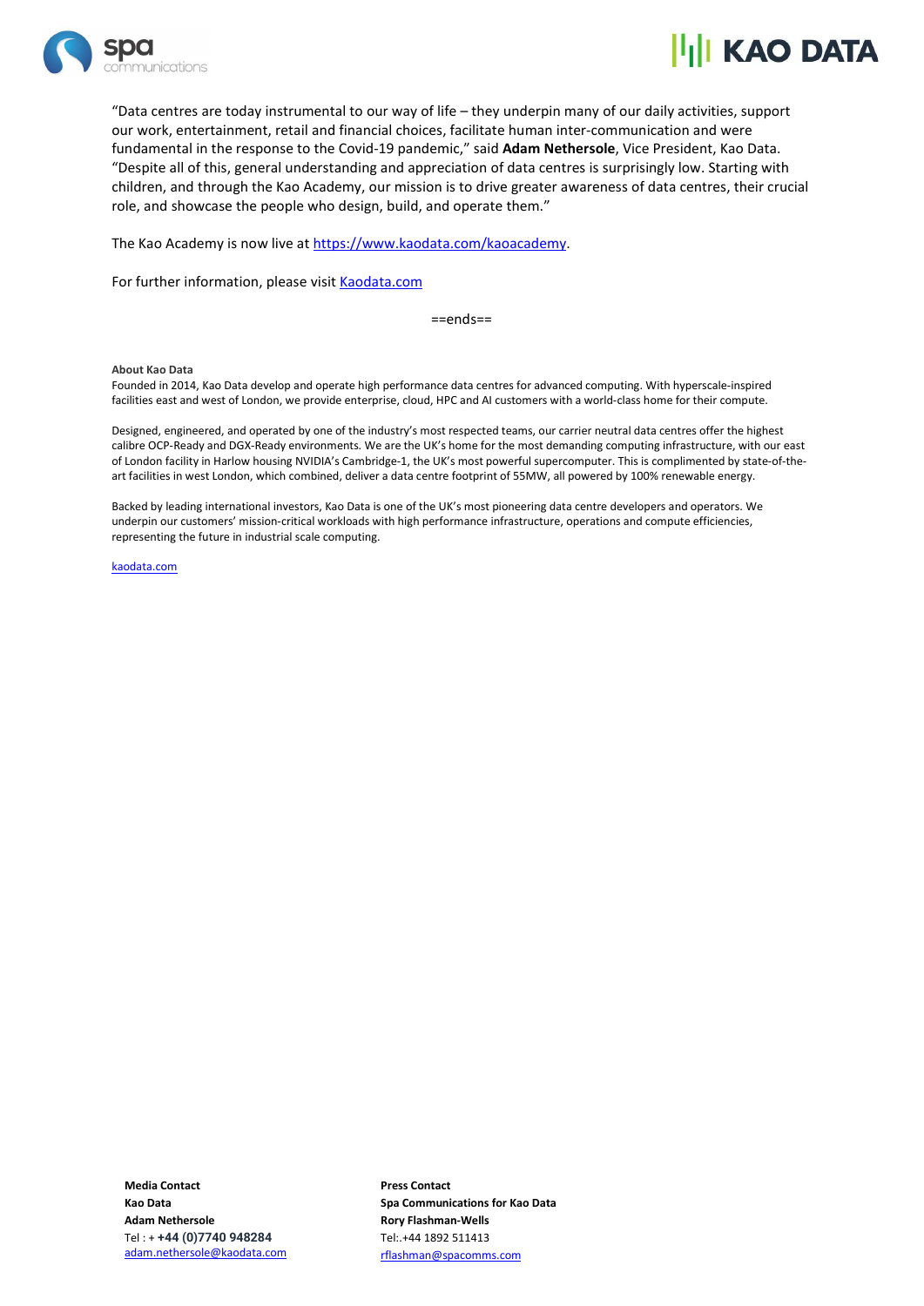"Data centres are today instrumental to our way of life – they underpin many of our daily activities, support our work, entertainment, retail and financial choices, facilitate human inter-communication and were fundamental in the response to the Covid-19 pandemic," said **Adam Nethersole**, Vice President, Kao Data. "Despite all of this, general understanding and appreciation of data centres is surprisingly low. Starting with children, and through the Kao Academy, our mission is to drive greater awareness of data centres, their crucial role, and showcase the people who design, build, and operate them."

The Kao Academy is now live at [https://www.kaodata.com/kaoacademy](https://www.kaodata.com/kaoacademy).

For further information, please visit [Kaodata.com](https://kaodata.com)

==ends==

**About Kao Data**

Founded in 2014, Kao Data develop and operate high performance data centres for advanced computing. With hyperscale-inspired facilities east and west of London, we provide enterprise, cloud, HPC and AI customers with a world-class home for their compute.

Designed, engineered, and operated by one of the industry's most respected teams, our carrier neutral data centres offer the highest calibre OCP-Ready and DGX-Ready environments. We are the UK's home for the most demanding computing infrastructure, with our east of London facility in Harlow housing NVIDIA's Cambridge-1, the UK's most powerful supercomputer. This is complimented by state-of-the-art facilities in west London, which combined, deliver a data centre footprint of 55MW, all powered by 100% renewable energy.

Backed by leading international investors, Kao Data is one of the UK's most pioneering data centre developers and operators. We underpin our customers' mission-critical workloads with high performance infrastructure, operations and compute efficiencies, representing the future in industrial scale computing.

[kaodata.com](https://kaodata.com)

**Media Contact**
**Kao Data**
**Adam Nethersole**
Tel : + **+44 (0)7740 948284**
[adam.nethersole@kaodata.com](mailto:adam.nethersole@kaodata.com)

**Press Contact**
**Spa Communications for Kao Data**
**Rory Flashman-Wells**
Tel:.+44 1892 511413
[rflashman@spacomms.com](mailto:rflashman@spacomms.com)